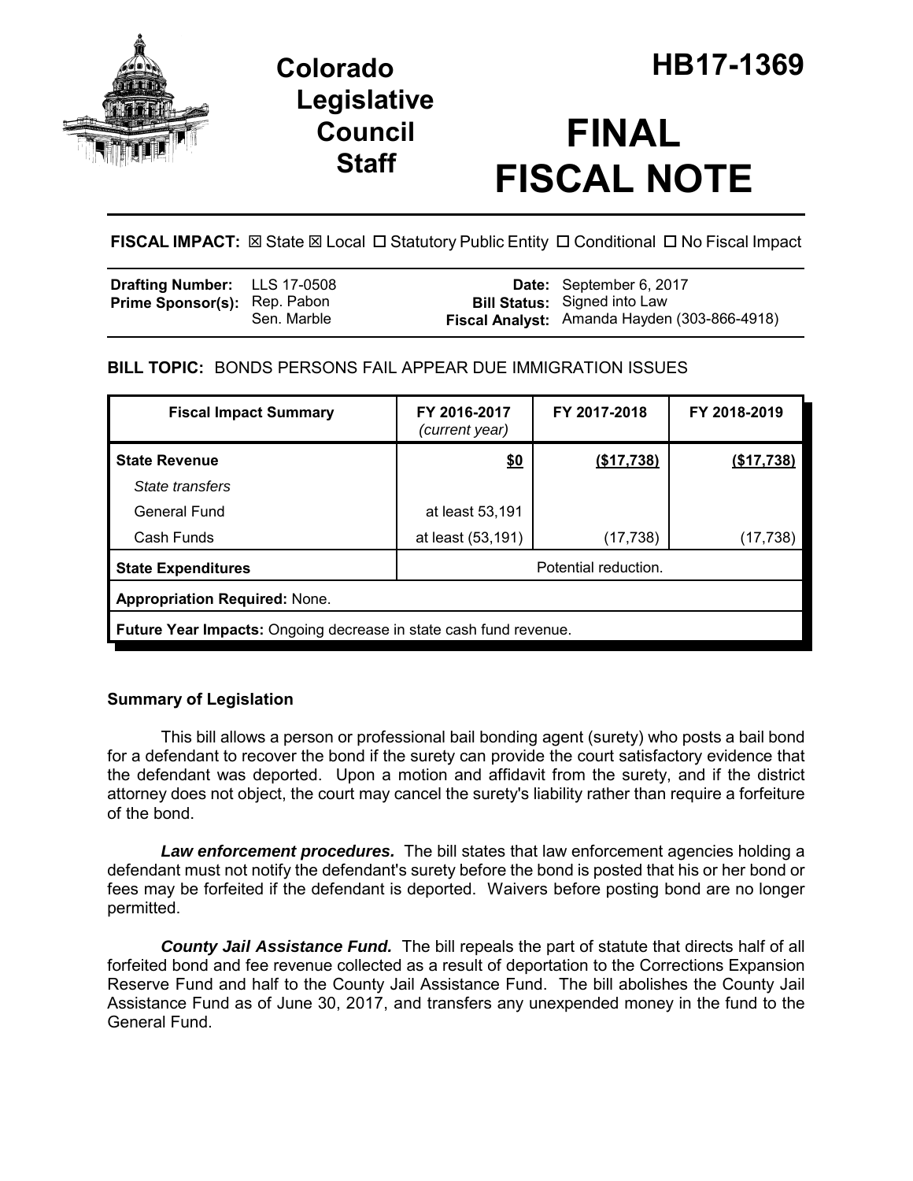# Colorado Legislative Council Staff

# HB17-1369

# FINAL FISCAL NOTE

**FISCAL IMPACT:** ☒ State ☒ Local ☐ Statutory Public Entity ☐ Conditional ☐ No Fiscal Impact

| | | | |
|---|---|---|---|
| **Drafting Number:** | LLS 17-0508 | **Date:** | September 6, 2017 |
| **Prime Sponsor(s):** | Rep. Pabon<br>Sen. Marble | **Bill Status:** | Signed into Law |
| | | **Fiscal Analyst:** | Amanda Hayden (303-866-4918) |

**BILL TOPIC:** BONDS PERSONS FAIL APPEAR DUE IMMIGRATION ISSUES

| Fiscal Impact Summary | FY 2016-2017 *(current year)* | FY 2017-2018 | FY 2018-2019 |
|---|---|---|---|
| **State Revenue** | **$0** | **($17,738)** | **($17,738)** |
| *State transfers* | | | |
| General Fund | at least 53,191 | | |
| Cash Funds | at least (53,191) | (17,738) | (17,738) |
| **State Expenditures** | Potential reduction. | | |
| **Appropriation Required:** None. | | | |
| **Future Year Impacts:** Ongoing decrease in state cash fund revenue. | | | |

### Summary of Legislation

This bill allows a person or professional bail bonding agent (surety) who posts a bail bond for a defendant to recover the bond if the surety can provide the court satisfactory evidence that the defendant was deported. Upon a motion and affidavit from the surety, and if the district attorney does not object, the court may cancel the surety's liability rather than require a forfeiture of the bond.

***Law enforcement procedures.*** The bill states that law enforcement agencies holding a defendant must not notify the defendant's surety before the bond is posted that his or her bond or fees may be forfeited if the defendant is deported. Waivers before posting bond are no longer permitted.

***County Jail Assistance Fund.*** The bill repeals the part of statute that directs half of all forfeited bond and fee revenue collected as a result of deportation to the Corrections Expansion Reserve Fund and half to the County Jail Assistance Fund. The bill abolishes the County Jail Assistance Fund as of June 30, 2017, and transfers any unexpended money in the fund to the General Fund.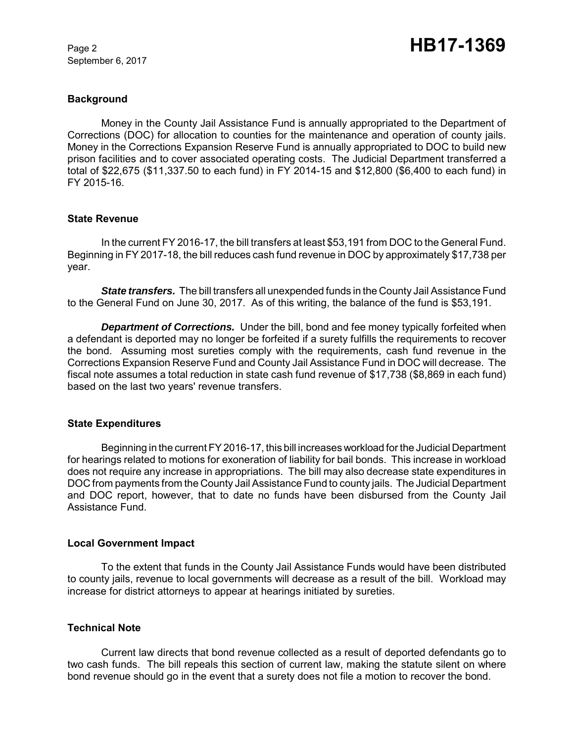## Background

Money in the County Jail Assistance Fund is annually appropriated to the Department of Corrections (DOC) for allocation to counties for the maintenance and operation of county jails. Money in the Corrections Expansion Reserve Fund is annually appropriated to DOC to build new prison facilities and to cover associated operating costs. The Judicial Department transferred a total of $22,675 ($11,337.50 to each fund) in FY 2014-15 and $12,800 ($6,400 to each fund) in FY 2015-16.

## State Revenue

In the current FY 2016-17, the bill transfers at least $53,191 from DOC to the General Fund. Beginning in FY 2017-18, the bill reduces cash fund revenue in DOC by approximately $17,738 per year.

***State transfers.*** The bill transfers all unexpended funds in the County Jail Assistance Fund to the General Fund on June 30, 2017. As of this writing, the balance of the fund is $53,191.

***Department of Corrections.*** Under the bill, bond and fee money typically forfeited when a defendant is deported may no longer be forfeited if a surety fulfills the requirements to recover the bond. Assuming most sureties comply with the requirements, cash fund revenue in the Corrections Expansion Reserve Fund and County Jail Assistance Fund in DOC will decrease. The fiscal note assumes a total reduction in state cash fund revenue of $17,738 ($8,869 in each fund) based on the last two years' revenue transfers.

## State Expenditures

Beginning in the current FY 2016-17, this bill increases workload for the Judicial Department for hearings related to motions for exoneration of liability for bail bonds. This increase in workload does not require any increase in appropriations. The bill may also decrease state expenditures in DOC from payments from the County Jail Assistance Fund to county jails. The Judicial Department and DOC report, however, that to date no funds have been disbursed from the County Jail Assistance Fund.

## Local Government Impact

To the extent that funds in the County Jail Assistance Funds would have been distributed to county jails, revenue to local governments will decrease as a result of the bill. Workload may increase for district attorneys to appear at hearings initiated by sureties.

## Technical Note

Current law directs that bond revenue collected as a result of deported defendants go to two cash funds. The bill repeals this section of current law, making the statute silent on where bond revenue should go in the event that a surety does not file a motion to recover the bond.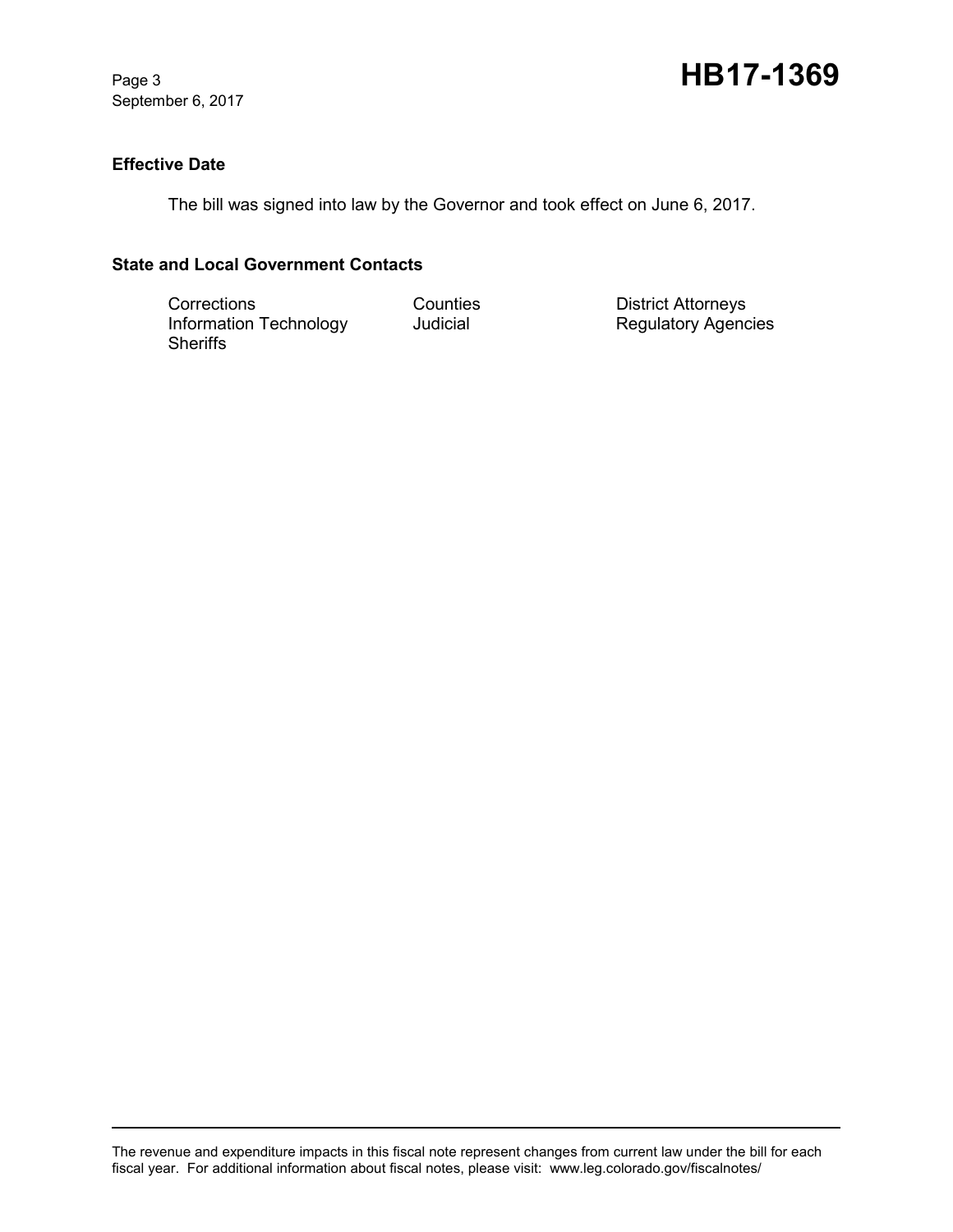### Effective Date

The bill was signed into law by the Governor and took effect on June 6, 2017.

### State and Local Government Contacts

| | | |
|---|---|---|
| Corrections | Counties | District Attorneys |
| Information Technology | Judicial | Regulatory Agencies |
| Sheriffs | | |

The revenue and expenditure impacts in this fiscal note represent changes from current law under the bill for each fiscal year. For additional information about fiscal notes, please visit: www.leg.colorado.gov/fiscalnotes/